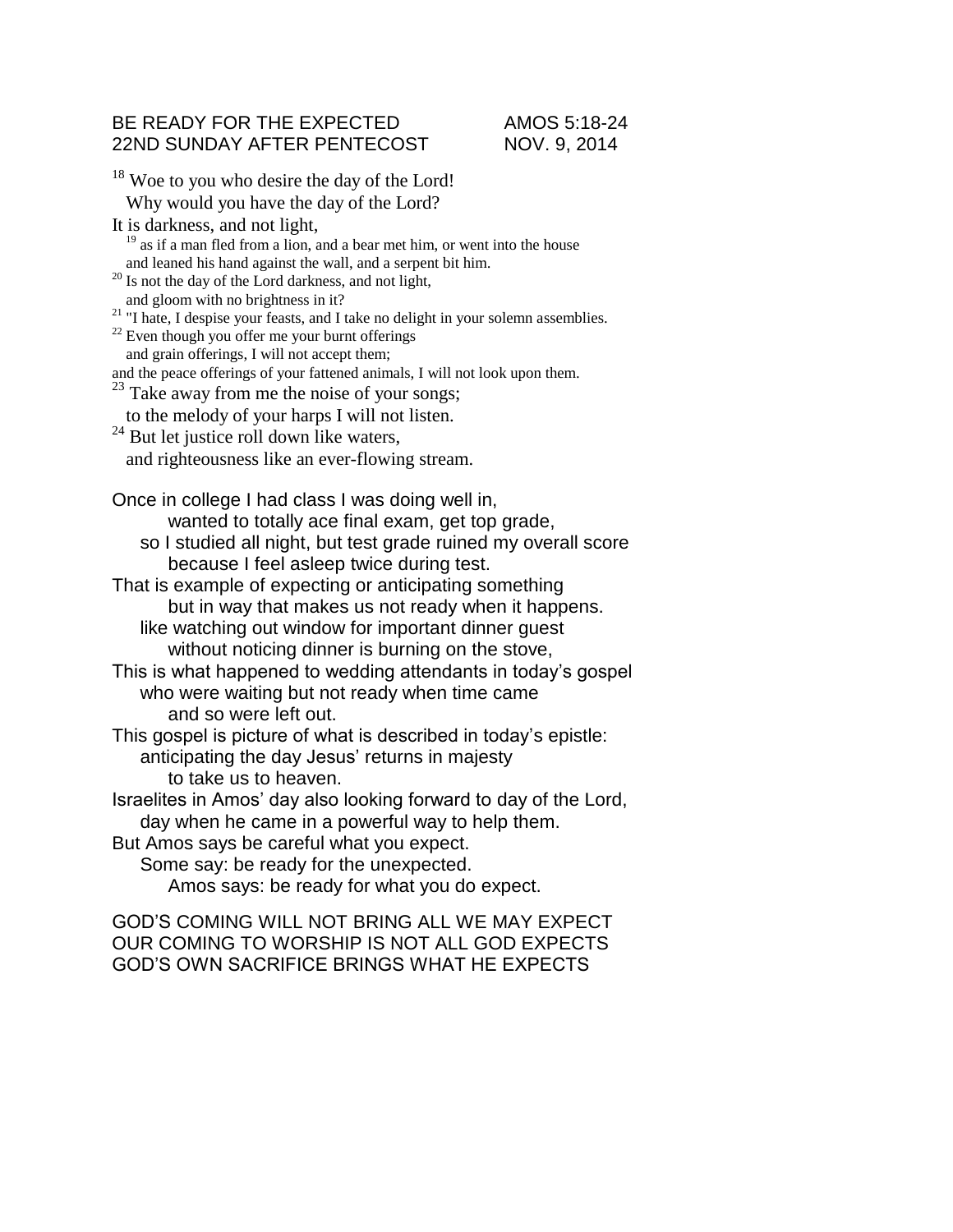BE READY FOR THE EXPECTED AMOS 5:18-24
22ND SUNDAY AFTER PENTECOST NOV. 9, 2014

[18] Woe to you who desire the day of the Lord!
Why would you have the day of the Lord?
It is darkness, and not light,
[19] as if a man fled from a lion, and a bear met him, or went into the house
and leaned his hand against the wall, and a serpent bit him.
[20] Is not the day of the Lord darkness, and not light,
and gloom with no brightness in it?
[21] "I hate, I despise your feasts, and I take no delight in your solemn assemblies.
[22] Even though you offer me your burnt offerings
and grain offerings, I will not accept them;
and the peace offerings of your fattened animals, I will not look upon them.
[23] Take away from me the noise of your songs;
to the melody of your harps I will not listen.
[24] But let justice roll down like waters,
and righteousness like an ever-flowing stream.

Once in college I had class I was doing well in,
wanted to totally ace final exam, get top grade,
so I studied all night, but test grade ruined my overall score
because I feel asleep twice during test.
That is example of expecting or anticipating something
but in way that makes us not ready when it happens.
like watching out window for important dinner guest
without noticing dinner is burning on the stove,
This is what happened to wedding attendants in today's gospel
who were waiting but not ready when time came
and so were left out.
This gospel is picture of what is described in today's epistle:
anticipating the day Jesus' returns in majesty
to take us to heaven.
Israelites in Amos' day also looking forward to day of the Lord,
day when he came in a powerful way to help them.
But Amos says be careful what you expect.
Some say: be ready for the unexpected.
Amos says: be ready for what you do expect.

GOD'S COMING WILL NOT BRING ALL WE MAY EXPECT
OUR COMING TO WORSHIP IS NOT ALL GOD EXPECTS
GOD'S OWN SACRIFICE BRINGS WHAT HE EXPECTS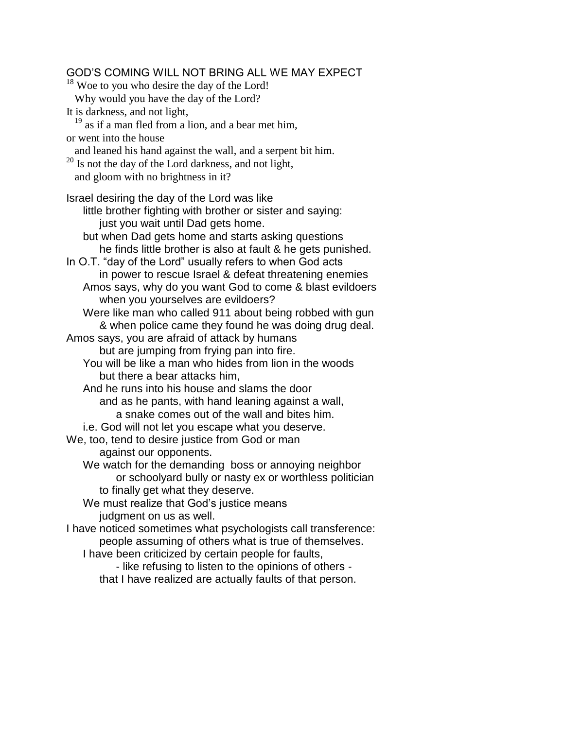GOD'S COMING WILL NOT BRING ALL WE MAY EXPECT

[18] Woe to you who desire the day of the Lord!
Why would you have the day of the Lord?
It is darkness, and not light,
[19] as if a man fled from a lion, and a bear met him,
or went into the house
and leaned his hand against the wall, and a serpent bit him.
[20] Is not the day of the Lord darkness, and not light,
and gloom with no brightness in it?

Israel desiring the day of the Lord was like
little brother fighting with brother or sister and saying:
just you wait until Dad gets home.
but when Dad gets home and starts asking questions
he finds little brother is also at fault & he gets punished.
In O.T. "day of the Lord" usually refers to when God acts
in power to rescue Israel & defeat threatening enemies
Amos says, why do you want God to come & blast evildoers
when you yourselves are evildoers?
Were like man who called 911 about being robbed with gun
& when police came they found he was doing drug deal.
Amos says, you are afraid of attack by humans
but are jumping from frying pan into fire.
You will be like a man who hides from lion in the woods
but there a bear attacks him,
And he runs into his house and slams the door
and as he pants, with hand leaning against a wall,
a snake comes out of the wall and bites him.
i.e. God will not let you escape what you deserve.
We, too, tend to desire justice from God or man
against our opponents.
We watch for the demanding boss or annoying neighbor
or schoolyard bully or nasty ex or worthless politician
to finally get what they deserve.
We must realize that God's justice means
judgment on us as well.
I have noticed sometimes what psychologists call transference:
people assuming of others what is true of themselves.
I have been criticized by certain people for faults,
- like refusing to listen to the opinions of others -
that I have realized are actually faults of that person.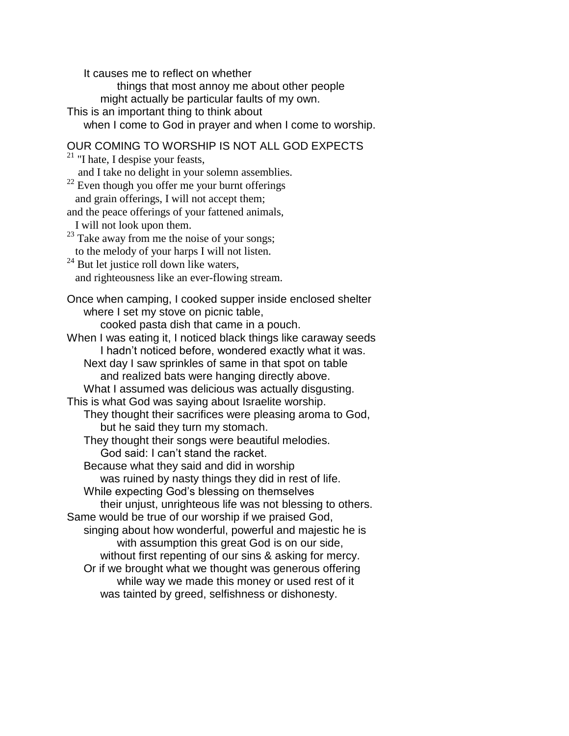It causes me to reflect on whether
things that most annoy me about other people
might actually be particular faults of my own.
This is an important thing to think about
when I come to God in prayer and when I come to worship.

## OUR COMING TO WORSHIP IS NOT ALL GOD EXPECTS

21 "I hate, I despise your feasts,
and I take no delight in your solemn assemblies.
22 Even though you offer me your burnt offerings
and grain offerings, I will not accept them;
and the peace offerings of your fattened animals,
I will not look upon them.
23 Take away from me the noise of your songs;
to the melody of your harps I will not listen.
24 But let justice roll down like waters,
and righteousness like an ever-flowing stream.

Once when camping, I cooked supper inside enclosed shelter
where I set my stove on picnic table,
cooked pasta dish that came in a pouch.
When I was eating it, I noticed black things like caraway seeds
I hadn't noticed before, wondered exactly what it was.
Next day I saw sprinkles of same in that spot on table
and realized bats were hanging directly above.
What I assumed was delicious was actually disgusting.
This is what God was saying about Israelite worship.
They thought their sacrifices were pleasing aroma to God,
but he said they turn my stomach.
They thought their songs were beautiful melodies.
God said: I can't stand the racket.
Because what they said and did in worship
was ruined by nasty things they did in rest of life.
While expecting God's blessing on themselves
their unjust, unrighteous life was not blessing to others.
Same would be true of our worship if we praised God,
singing about how wonderful, powerful and majestic he is
with assumption this great God is on our side,
without first repenting of our sins & asking for mercy.
Or if we brought what we thought was generous offering
while way we made this money or used rest of it
was tainted by greed, selfishness or dishonesty.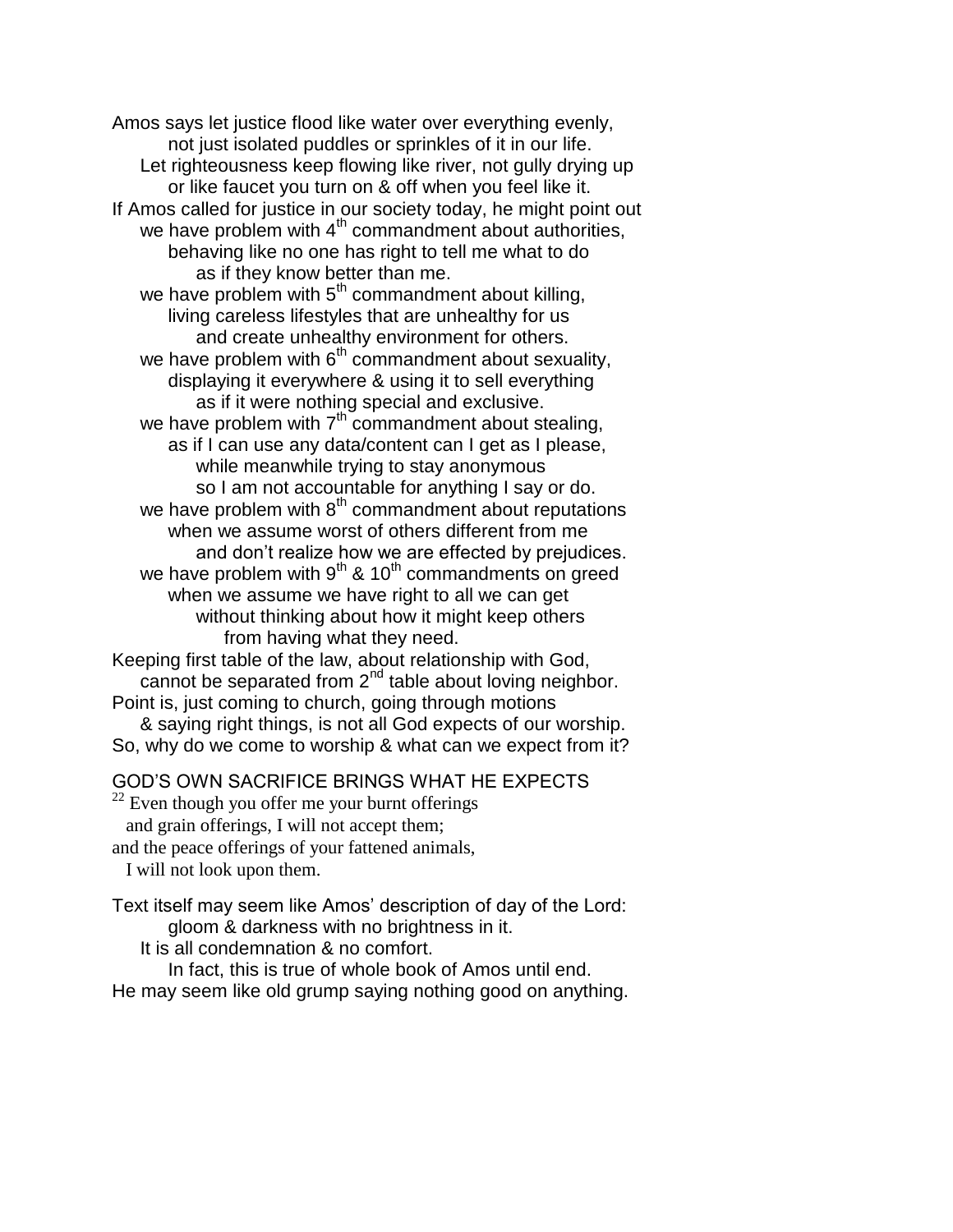Amos says let justice flood like water over everything evenly,
not just isolated puddles or sprinkles of it in our life.
Let righteousness keep flowing like river, not gully drying up
or like faucet you turn on & off when you feel like it.
If Amos called for justice in our society today, he might point out
we have problem with 4th commandment about authorities,
behaving like no one has right to tell me what to do
as if they know better than me.
we have problem with 5th commandment about killing,
living careless lifestyles that are unhealthy for us
and create unhealthy environment for others.
we have problem with 6th commandment about sexuality,
displaying it everywhere & using it to sell everything
as if it were nothing special and exclusive.
we have problem with 7th commandment about stealing,
as if I can use any data/content can I get as I please,
while meanwhile trying to stay anonymous
so I am not accountable for anything I say or do.
we have problem with 8th commandment about reputations
when we assume worst of others different from me
and don't realize how we are effected by prejudices.
we have problem with 9th & 10th commandments on greed
when we assume we have right to all we can get
without thinking about how it might keep others
from having what they need.
Keeping first table of the law, about relationship with God,
cannot be separated from 2nd table about loving neighbor.
Point is, just coming to church, going through motions
& saying right things, is not all God expects of our worship.
So, why do we come to worship & what can we expect from it?

GOD'S OWN SACRIFICE BRINGS WHAT HE EXPECTS

[22] Even though you offer me your burnt offerings
and grain offerings, I will not accept them;
and the peace offerings of your fattened animals,
I will not look upon them.

Text itself may seem like Amos' description of day of the Lord:
gloom & darkness with no brightness in it.
It is all condemnation & no comfort.
In fact, this is true of whole book of Amos until end.
He may seem like old grump saying nothing good on anything.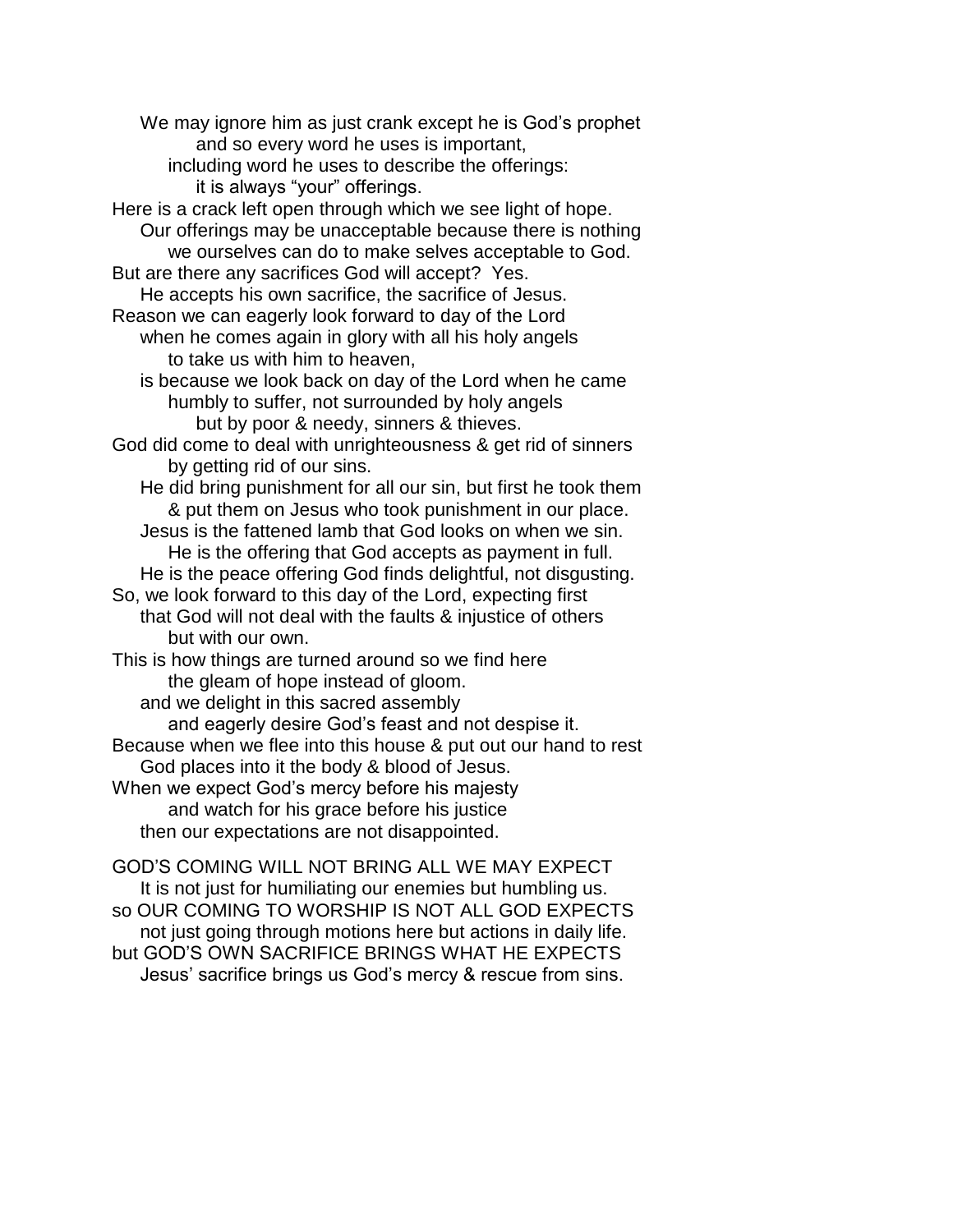We may ignore him as just crank except he is God's prophet
and so every word he uses is important,
including word he uses to describe the offerings:
it is always "your" offerings.

Here is a crack left open through which we see light of hope.
Our offerings may be unacceptable because there is nothing
we ourselves can do to make selves acceptable to God.

But are there any sacrifices God will accept? Yes.
He accepts his own sacrifice, the sacrifice of Jesus.

Reason we can eagerly look forward to day of the Lord
when he comes again in glory with all his holy angels
to take us with him to heaven,
is because we look back on day of the Lord when he came
humbly to suffer, not surrounded by holy angels
but by poor & needy, sinners & thieves.

God did come to deal with unrighteousness & get rid of sinners
by getting rid of our sins.
He did bring punishment for all our sin, but first he took them
& put them on Jesus who took punishment in our place.
Jesus is the fattened lamb that God looks on when we sin.
He is the offering that God accepts as payment in full.
He is the peace offering God finds delightful, not disgusting.

So, we look forward to this day of the Lord, expecting first
that God will not deal with the faults & injustice of others
but with our own.

This is how things are turned around so we find here
the gleam of hope instead of gloom.
and we delight in this sacred assembly
and eagerly desire God's feast and not despise it.

Because when we flee into this house & put out our hand to rest
God places into it the body & blood of Jesus.

When we expect God's mercy before his majesty
and watch for his grace before his justice
then our expectations are not disappointed.

GOD'S COMING WILL NOT BRING ALL WE MAY EXPECT
It is not just for humiliating our enemies but humbling us.

so OUR COMING TO WORSHIP IS NOT ALL GOD EXPECTS
not just going through motions here but actions in daily life.

but GOD'S OWN SACRIFICE BRINGS WHAT HE EXPECTS
Jesus' sacrifice brings us God's mercy & rescue from sins.